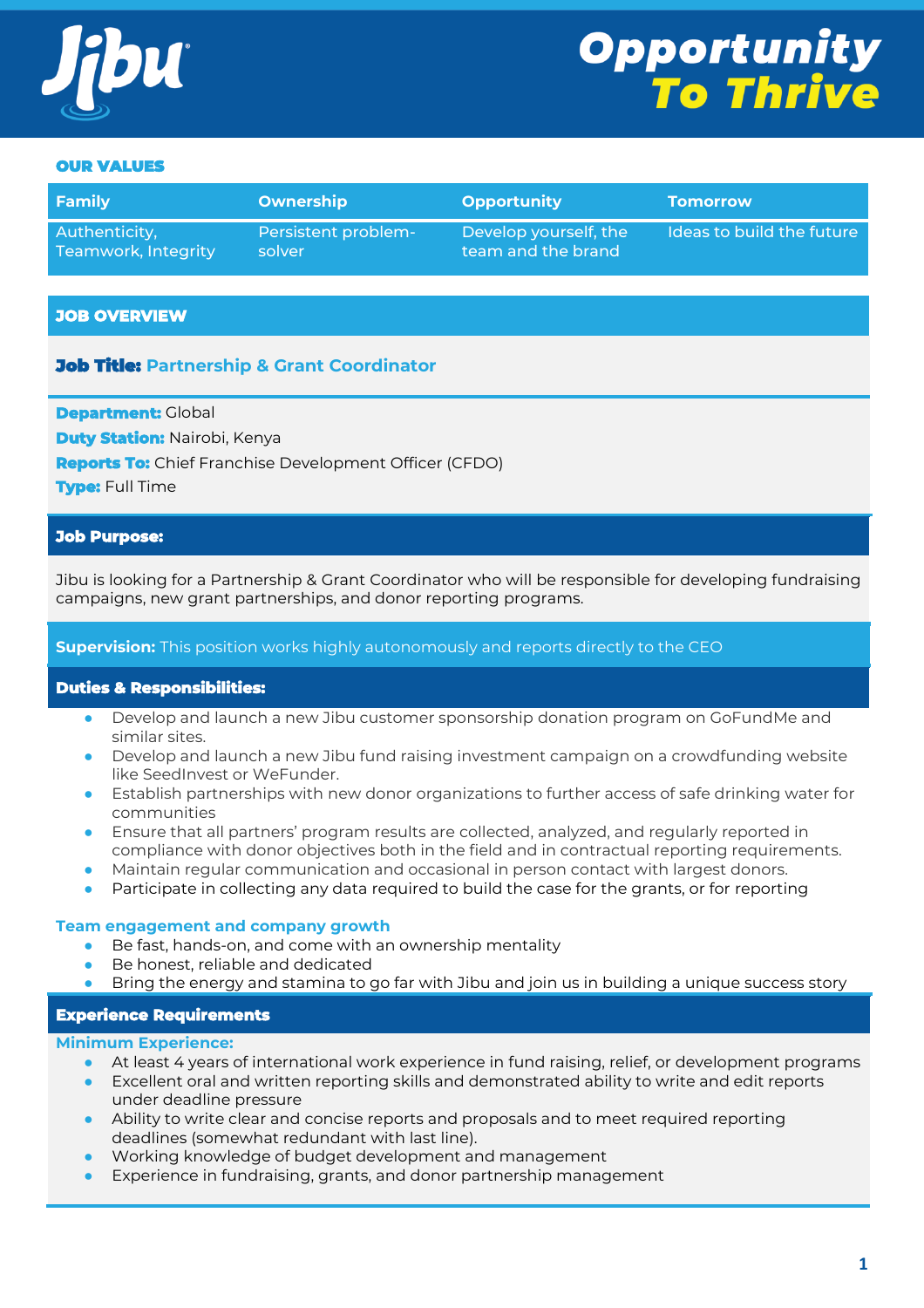# Jibu

## Opportunity To Thrive

### OUR VALUES

| Family | Ownership | Opportunity | Tomorrow |
|---|---|---|---|
| Authenticity, Teamwork, Integrity | Persistent problem-solver | Develop yourself, the team and the brand | Ideas to build the future |

## JOB OVERVIEW

**Job Title:** Partnership & Grant Coordinator

**Department:** Global
**Duty Station:** Nairobi, Kenya
**Reports To:** Chief Franchise Development Officer (CFDO)
**Type:** Full Time

### Job Purpose:

Jibu is looking for a Partnership & Grant Coordinator who will be responsible for developing fundraising campaigns, new grant partnerships, and donor reporting programs.

**Supervision:** This position works highly autonomously and reports directly to the CEO

### Duties & Responsibilities:

- Develop and launch a new Jibu customer sponsorship donation program on GoFundMe and similar sites.
- Develop and launch a new Jibu fund raising investment campaign on a crowdfunding website like SeedInvest or WeFunder.
- Establish partnerships with new donor organizations to further access of safe drinking water for communities
- Ensure that all partners' program results are collected, analyzed, and regularly reported in compliance with donor objectives both in the field and in contractual reporting requirements.
- Maintain regular communication and occasional in person contact with largest donors.
- Participate in collecting any data required to build the case for the grants, or for reporting

#### Team engagement and company growth

- Be fast, hands-on, and come with an ownership mentality
- Be honest, reliable and dedicated
- Bring the energy and stamina to go far with Jibu and join us in building a unique success story

### Experience Requirements

#### Minimum Experience:

- At least 4 years of international work experience in fund raising, relief, or development programs
- Excellent oral and written reporting skills and demonstrated ability to write and edit reports under deadline pressure
- Ability to write clear and concise reports and proposals and to meet required reporting deadlines (somewhat redundant with last line).
- Working knowledge of budget development and management
- Experience in fundraising, grants, and donor partnership management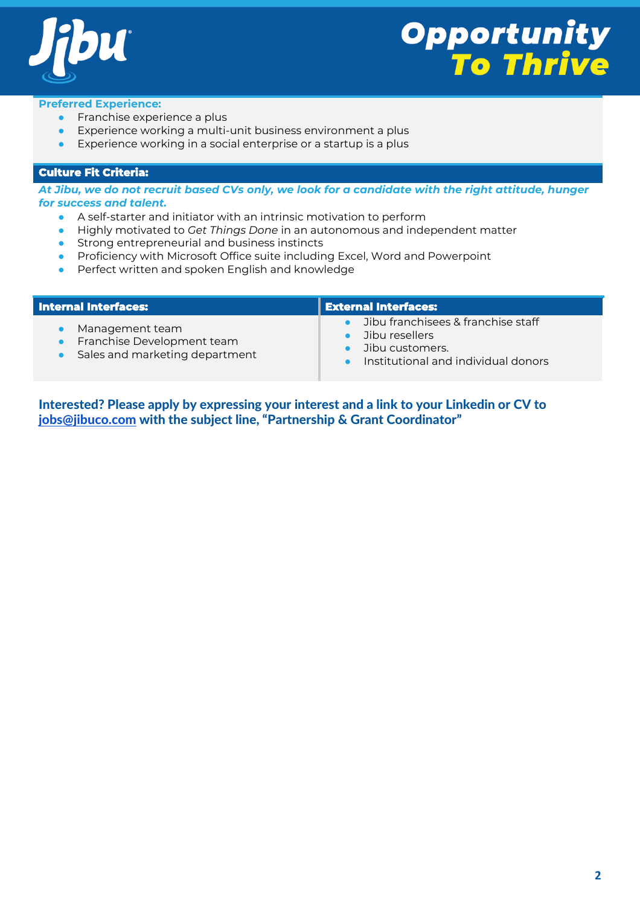**Preferred Experience:**

- Franchise experience a plus
- Experience working a multi-unit business environment a plus
- Experience working in a social enterprise or a startup is a plus

## Culture Fit Criteria:

***At Jibu, we do not recruit based CVs only, we look for a candidate with the right attitude, hunger for success and talent.***

- A self-starter and initiator with an intrinsic motivation to perform
- Highly motivated to *Get Things Done* in an autonomous and independent matter
- Strong entrepreneurial and business instincts
- Proficiency with Microsoft Office suite including Excel, Word and Powerpoint
- Perfect written and spoken English and knowledge

| Internal Interfaces: | External Interfaces: |
|---|---|
| • Management team<br>• Franchise Development team<br>• Sales and marketing department | • Jibu franchisees & franchise staff<br>• Jibu resellers<br>• Jibu customers.<br>• Institutional and individual donors |

**Interested? Please apply by expressing your interest and a link to your Linkedin or CV to jobs@jibuco.com with the subject line, "Partnership & Grant Coordinator"**